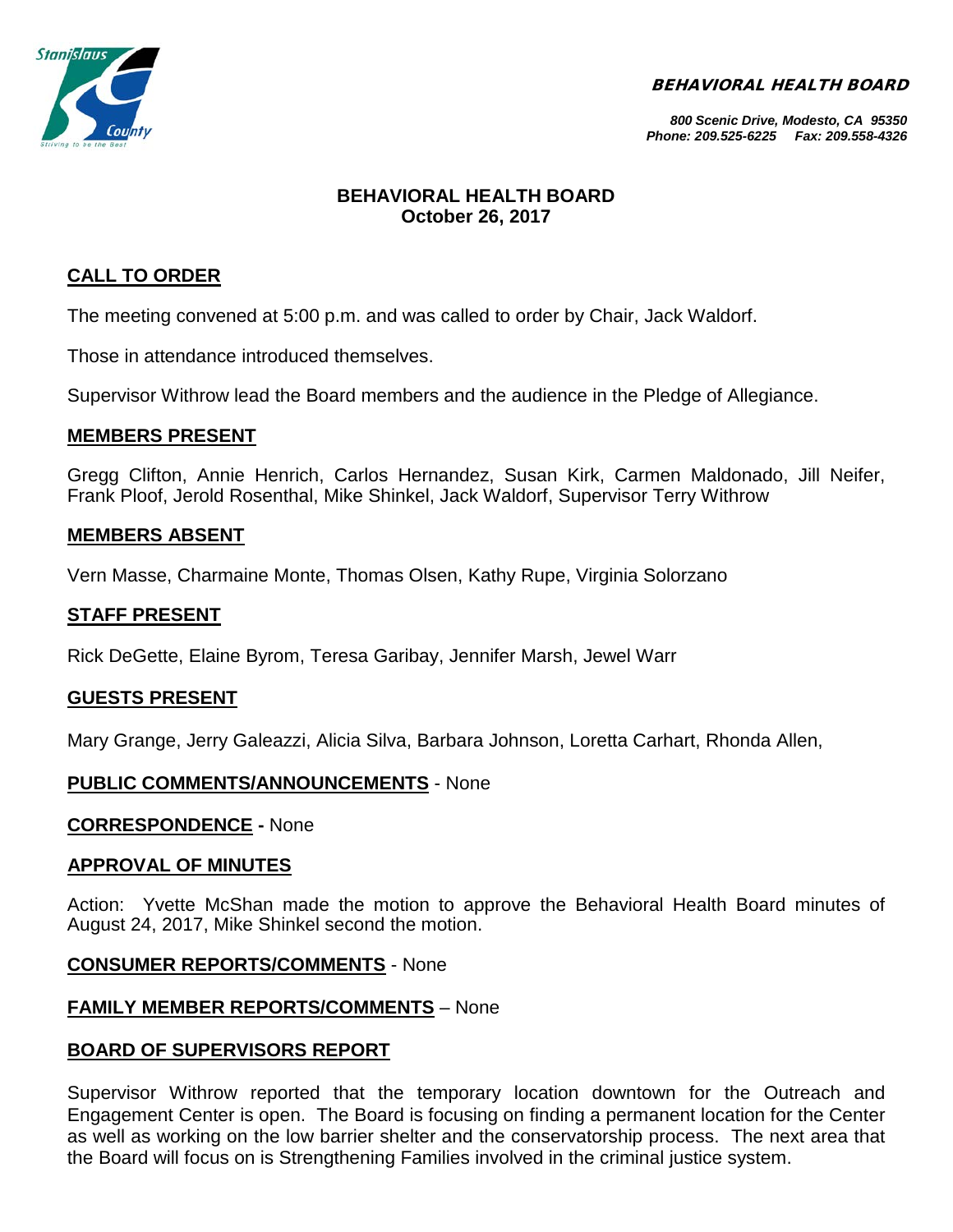**BEHAVIORAL HEALTH BOARD**

*800 Scenic Drive, Modesto, CA 95350*
*Phone: 209.525-6225 Fax: 209.558-4326*

# BEHAVIORAL HEALTH BOARD
## October 26, 2017

## CALL TO ORDER

The meeting convened at 5:00 p.m. and was called to order by Chair, Jack Waldorf.

Those in attendance introduced themselves.

Supervisor Withrow lead the Board members and the audience in the Pledge of Allegiance.

## MEMBERS PRESENT

Gregg Clifton, Annie Henrich, Carlos Hernandez, Susan Kirk, Carmen Maldonado, Jill Neifer, Frank Ploof, Jerold Rosenthal, Mike Shinkel, Jack Waldorf, Supervisor Terry Withrow

## MEMBERS ABSENT

Vern Masse, Charmaine Monte, Thomas Olsen, Kathy Rupe, Virginia Solorzano

## STAFF PRESENT

Rick DeGette, Elaine Byrom, Teresa Garibay, Jennifer Marsh, Jewel Warr

## GUESTS PRESENT

Mary Grange, Jerry Galeazzi, Alicia Silva, Barbara Johnson, Loretta Carhart, Rhonda Allen,

**PUBLIC COMMENTS/ANNOUNCEMENTS** - None

**CORRESPONDENCE -** None

## APPROVAL OF MINUTES

Action: Yvette McShan made the motion to approve the Behavioral Health Board minutes of August 24, 2017, Mike Shinkel second the motion.

**CONSUMER REPORTS/COMMENTS** - None

**FAMILY MEMBER REPORTS/COMMENTS** – None

## BOARD OF SUPERVISORS REPORT

Supervisor Withrow reported that the temporary location downtown for the Outreach and Engagement Center is open. The Board is focusing on finding a permanent location for the Center as well as working on the low barrier shelter and the conservatorship process. The next area that the Board will focus on is Strengthening Families involved in the criminal justice system.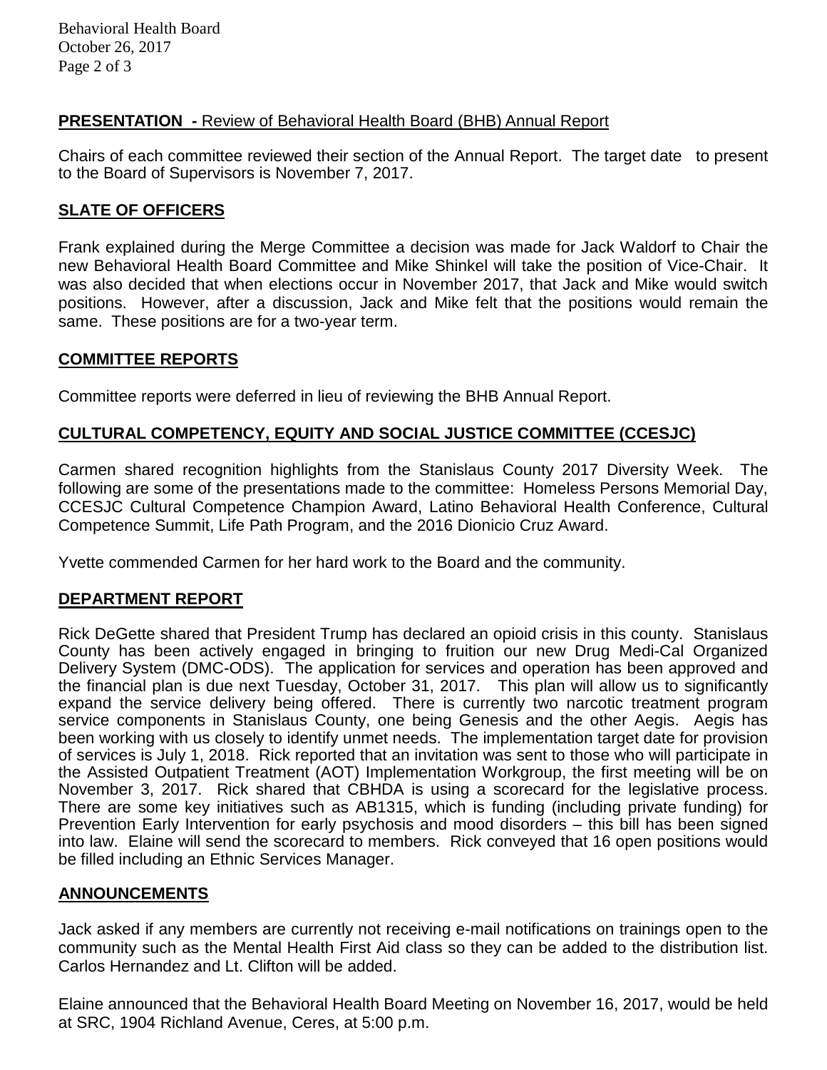## PRESENTATION - Review of Behavioral Health Board (BHB) Annual Report

Chairs of each committee reviewed their section of the Annual Report. The target date to present to the Board of Supervisors is November 7, 2017.

## SLATE OF OFFICERS

Frank explained during the Merge Committee a decision was made for Jack Waldorf to Chair the new Behavioral Health Board Committee and Mike Shinkel will take the position of Vice-Chair. It was also decided that when elections occur in November 2017, that Jack and Mike would switch positions. However, after a discussion, Jack and Mike felt that the positions would remain the same. These positions are for a two-year term.

## COMMITTEE REPORTS

Committee reports were deferred in lieu of reviewing the BHB Annual Report.

## CULTURAL COMPETENCY, EQUITY AND SOCIAL JUSTICE COMMITTEE (CCESJC)

Carmen shared recognition highlights from the Stanislaus County 2017 Diversity Week. The following are some of the presentations made to the committee: Homeless Persons Memorial Day, CCESJC Cultural Competence Champion Award, Latino Behavioral Health Conference, Cultural Competence Summit, Life Path Program, and the 2016 Dionicio Cruz Award.

Yvette commended Carmen for her hard work to the Board and the community.

## DEPARTMENT REPORT

Rick DeGette shared that President Trump has declared an opioid crisis in this county. Stanislaus County has been actively engaged in bringing to fruition our new Drug Medi-Cal Organized Delivery System (DMC-ODS). The application for services and operation has been approved and the financial plan is due next Tuesday, October 31, 2017. This plan will allow us to significantly expand the service delivery being offered. There is currently two narcotic treatment program service components in Stanislaus County, one being Genesis and the other Aegis. Aegis has been working with us closely to identify unmet needs. The implementation target date for provision of services is July 1, 2018. Rick reported that an invitation was sent to those who will participate in the Assisted Outpatient Treatment (AOT) Implementation Workgroup, the first meeting will be on November 3, 2017. Rick shared that CBHDA is using a scorecard for the legislative process. There are some key initiatives such as AB1315, which is funding (including private funding) for Prevention Early Intervention for early psychosis and mood disorders – this bill has been signed into law. Elaine will send the scorecard to members. Rick conveyed that 16 open positions would be filled including an Ethnic Services Manager.

## ANNOUNCEMENTS

Jack asked if any members are currently not receiving e-mail notifications on trainings open to the community such as the Mental Health First Aid class so they can be added to the distribution list. Carlos Hernandez and Lt. Clifton will be added.

Elaine announced that the Behavioral Health Board Meeting on November 16, 2017, would be held at SRC, 1904 Richland Avenue, Ceres, at 5:00 p.m.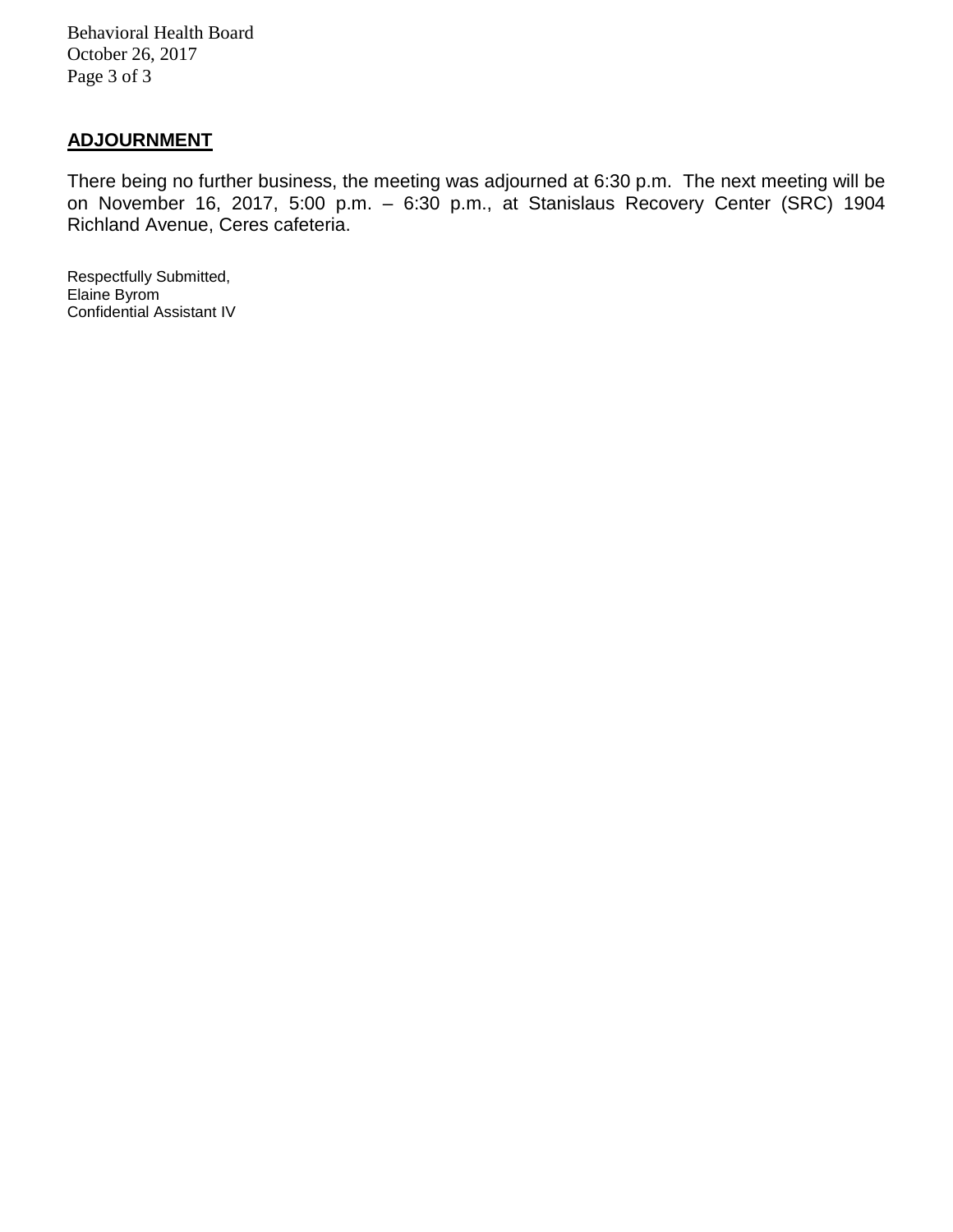## ADJOURNMENT

There being no further business, the meeting was adjourned at 6:30 p.m. The next meeting will be on November 16, 2017, 5:00 p.m. – 6:30 p.m., at Stanislaus Recovery Center (SRC) 1904 Richland Avenue, Ceres cafeteria.

Respectfully Submitted,
Elaine Byrom
Confidential Assistant IV